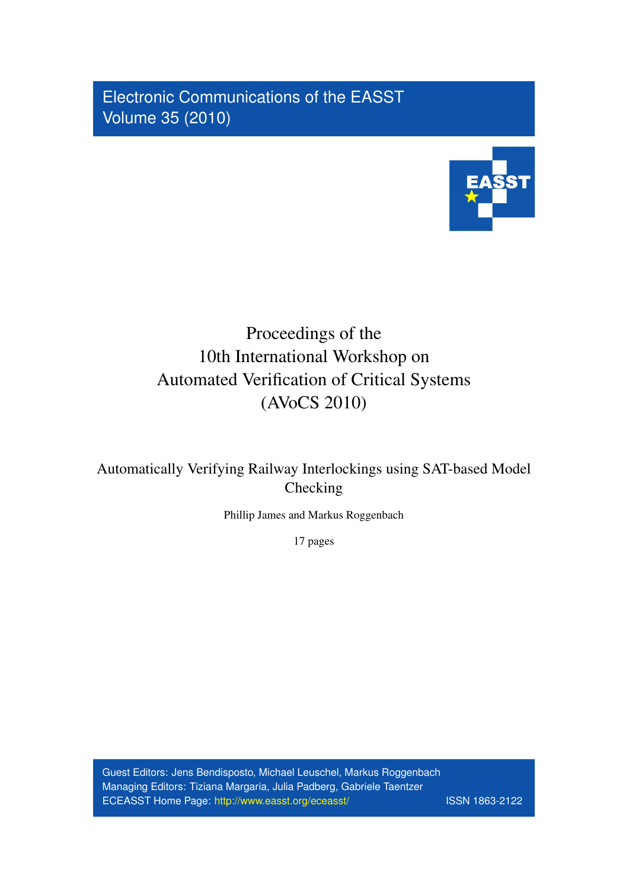Electronic Communications of the EASST
Volume 35 (2010)

# Proceedings of the 10th International Workshop on Automated Verification of Critical Systems (AVoCS 2010)

## Automatically Verifying Railway Interlockings using SAT-based Model Checking

Phillip James and Markus Roggenbach

17 pages

Guest Editors: Jens Bendisposto, Michael Leuschel, Markus Roggenbach
Managing Editors: Tiziana Margaria, Julia Padberg, Gabriele Taentzer
ECEASST Home Page: http://www.easst.org/eceasst/ ISSN 1863-2122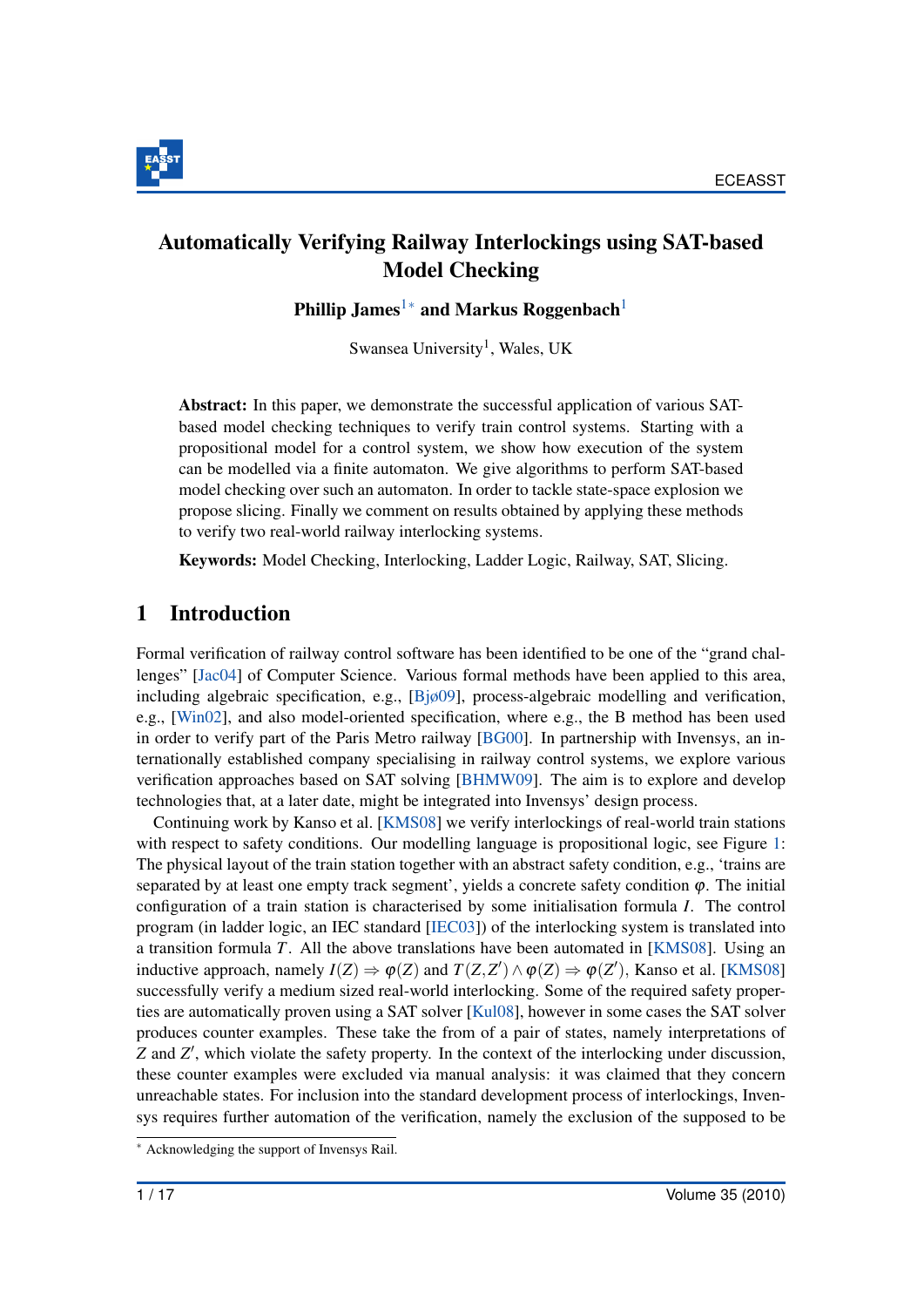# Automatically Verifying Railway Interlockings using SAT-based Model Checking

**Phillip James**[1*] **and Markus Roggenbach**[1]

Swansea University[1], Wales, UK

**Abstract:** In this paper, we demonstrate the successful application of various SAT-based model checking techniques to verify train control systems. Starting with a propositional model for a control system, we show how execution of the system can be modelled via a finite automaton. We give algorithms to perform SAT-based model checking over such an automaton. In order to tackle state-space explosion we propose slicing. Finally we comment on results obtained by applying these methods to verify two real-world railway interlocking systems.

**Keywords:** Model Checking, Interlocking, Ladder Logic, Railway, SAT, Slicing.

## 1 Introduction

Formal verification of railway control software has been identified to be one of the "grand challenges" [Jac04] of Computer Science. Various formal methods have been applied to this area, including algebraic specification, e.g., [Bjø09], process-algebraic modelling and verification, e.g., [Win02], and also model-oriented specification, where e.g., the B method has been used in order to verify part of the Paris Metro railway [BG00]. In partnership with Invensys, an internationally established company specialising in railway control systems, we explore various verification approaches based on SAT solving [BHMW09]. The aim is to explore and develop technologies that, at a later date, might be integrated into Invensys' design process.

Continuing work by Kanso et al. [KMS08] we verify interlockings of real-world train stations with respect to safety conditions. Our modelling language is propositional logic, see Figure 1: The physical layout of the train station together with an abstract safety condition, e.g., 'trains are separated by at least one empty track segment', yields a concrete safety condition $\varphi$. The initial configuration of a train station is characterised by some initialisation formula $I$. The control program (in ladder logic, an IEC standard [IEC03]) of the interlocking system is translated into a transition formula $T$. All the above translations have been automated in [KMS08]. Using an inductive approach, namely $I(Z) \Rightarrow \varphi(Z)$ and $T(Z,Z') \wedge \varphi(Z) \Rightarrow \varphi(Z')$, Kanso et al. [KMS08] successfully verify a medium sized real-world interlocking. Some of the required safety properties are automatically proven using a SAT solver [Kul08], however in some cases the SAT solver produces counter examples. These take the from of a pair of states, namely interpretations of $Z$ and $Z'$, which violate the safety property. In the context of the interlocking under discussion, these counter examples were excluded via manual analysis: it was claimed that they concern unreachable states. For inclusion into the standard development process of interlockings, Invensys requires further automation of the verification, namely the exclusion of the supposed to be

* Acknowledging the support of Invensys Rail.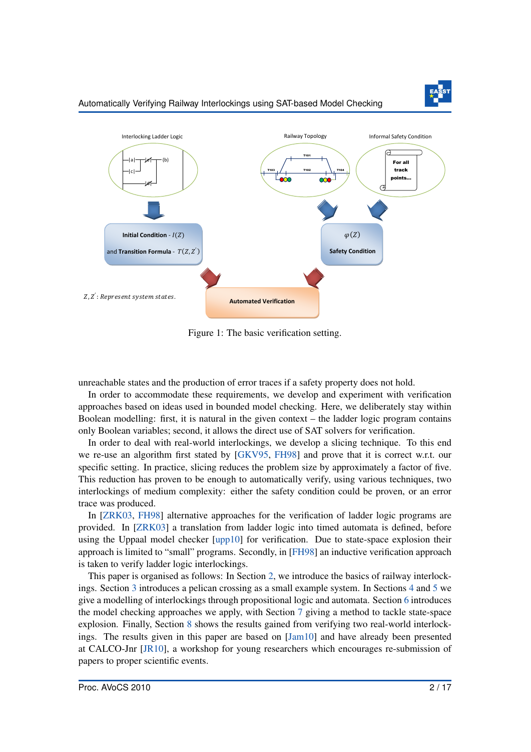Figure 1: The basic verification setting.

unreachable states and the production of error traces if a safety property does not hold.

In order to accommodate these requirements, we develop and experiment with verification approaches based on ideas used in bounded model checking. Here, we deliberately stay within Boolean modelling: first, it is natural in the given context – the ladder logic program contains only Boolean variables; second, it allows the direct use of SAT solvers for verification.

In order to deal with real-world interlockings, we develop a slicing technique. To this end we re-use an algorithm first stated by [GKV95, FH98] and prove that it is correct w.r.t. our specific setting. In practice, slicing reduces the problem size by approximately a factor of five. This reduction has proven to be enough to automatically verify, using various techniques, two interlockings of medium complexity: either the safety condition could be proven, or an error trace was produced.

In [ZRK03, FH98] alternative approaches for the verification of ladder logic programs are provided. In [ZRK03] a translation from ladder logic into timed automata is defined, before using the Uppaal model checker [upp10] for verification. Due to state-space explosion their approach is limited to "small" programs. Secondly, in [FH98] an inductive verification approach is taken to verify ladder logic interlockings.

This paper is organised as follows: In Section 2, we introduce the basics of railway interlockings. Section 3 introduces a pelican crossing as a small example system. In Sections 4 and 5 we give a modelling of interlockings through propositional logic and automata. Section 6 introduces the model checking approaches we apply, with Section 7 giving a method to tackle state-space explosion. Finally, Section 8 shows the results gained from verifying two real-world interlockings. The results given in this paper are based on [Jam10] and have already been presented at CALCO-Jnr [JR10], a workshop for young researchers which encourages re-submission of papers to proper scientific events.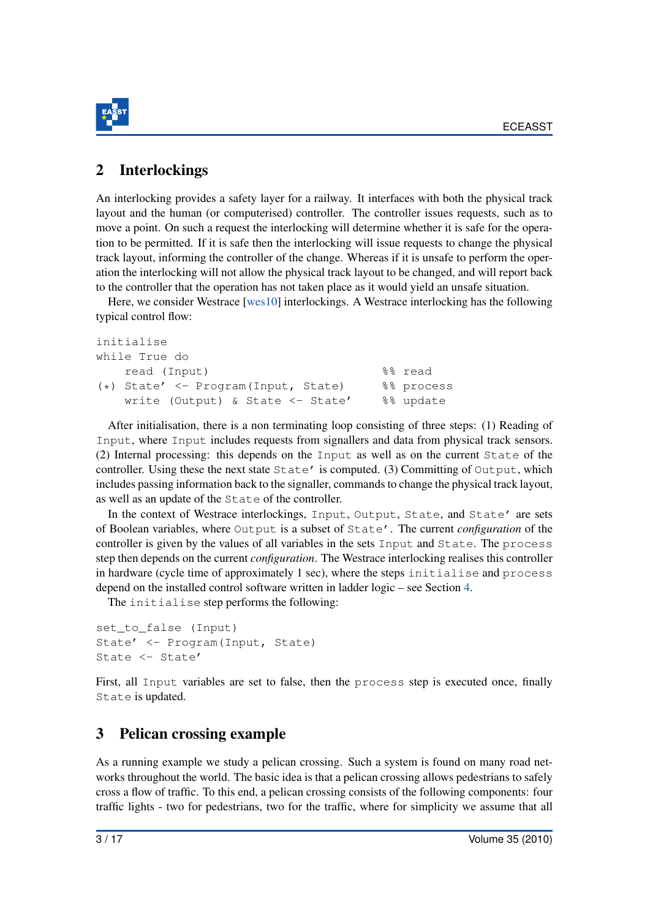## 2 Interlockings

An interlocking provides a safety layer for a railway. It interfaces with both the physical track layout and the human (or computerised) controller. The controller issues requests, such as to move a point. On such a request the interlocking will determine whether it is safe for the operation to be permitted. If it is safe then the interlocking will issue requests to change the physical track layout, informing the controller of the change. Whereas if it is unsafe to perform the operation the interlocking will not allow the physical track layout to be changed, and will report back to the controller that the operation has not taken place as it would yield an unsafe situation.

Here, we consider Westrace [wes10] interlockings. A Westrace interlocking has the following typical control flow:

```
initialise
while True do
    read (Input)                          %% read
(*) State' <- Program(Input, State)       %% process
    write (Output) & State <- State'      %% update
```

After initialisation, there is a non terminating loop consisting of three steps: (1) Reading of `Input`, where `Input` includes requests from signallers and data from physical track sensors. (2) Internal processing: this depends on the `Input` as well as on the current `State` of the controller. Using these the next state `State'` is computed. (3) Committing of `Output`, which includes passing information back to the signaller, commands to change the physical track layout, as well as an update of the `State` of the controller.

In the context of Westrace interlockings, `Input`, `Output`, `State`, and `State'` are sets of Boolean variables, where `Output` is a subset of `State'`. The current *configuration* of the controller is given by the values of all variables in the sets `Input` and `State`. The `process` step then depends on the current *configuration*. The Westrace interlocking realises this controller in hardware (cycle time of approximately 1 sec), where the steps `initialise` and `process` depend on the installed control software written in ladder logic – see Section 4.

The `initialise` step performs the following:

```
set_to_false (Input)
State' <- Program(Input, State)
State <- State'
```

First, all `Input` variables are set to false, then the `process` step is executed once, finally `State` is updated.

## 3 Pelican crossing example

As a running example we study a pelican crossing. Such a system is found on many road networks throughout the world. The basic idea is that a pelican crossing allows pedestrians to safely cross a flow of traffic. To this end, a pelican crossing consists of the following components: four traffic lights - two for pedestrians, two for the traffic, where for simplicity we assume that all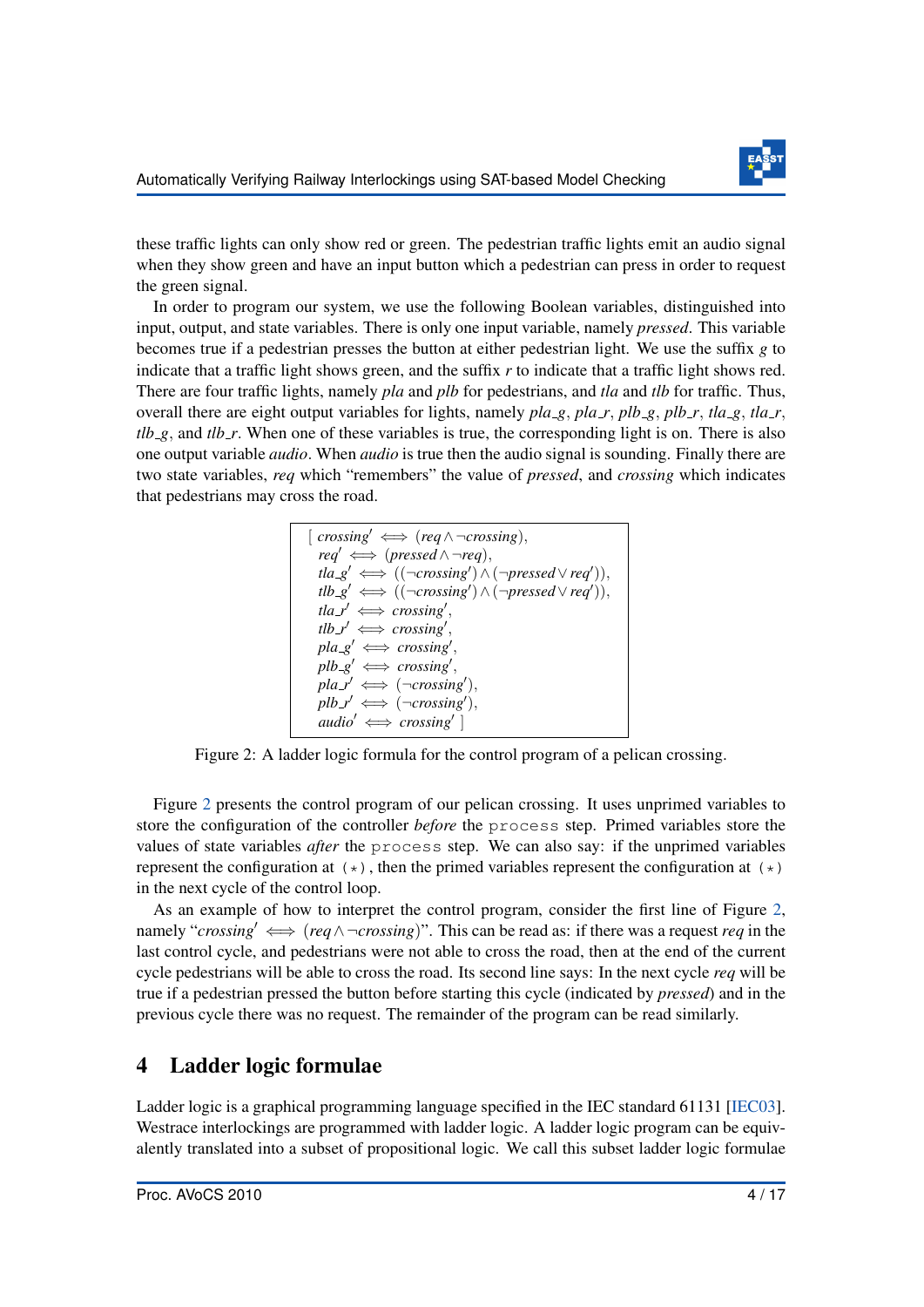these traffic lights can only show red or green. The pedestrian traffic lights emit an audio signal when they show green and have an input button which a pedestrian can press in order to request the green signal.

In order to program our system, we use the following Boolean variables, distinguished into input, output, and state variables. There is only one input variable, namely *pressed*. This variable becomes true if a pedestrian presses the button at either pedestrian light. We use the suffix $g$ to indicate that a traffic light shows green, and the suffix $r$ to indicate that a traffic light shows red. There are four traffic lights, namely *pla* and *plb* for pedestrians, and *tla* and *tlb* for traffic. Thus, overall there are eight output variables for lights, namely $pla\_g$, $pla\_r$, $plb\_g$, $plb\_r$, $tla\_g$, $tla\_r$, $tlb\_g$, and $tlb\_r$. When one of these variables is true, the corresponding light is on. There is also one output variable *audio*. When *audio* is true then the audio signal is sounding. Finally there are two state variables, *req* which "remembers" the value of *pressed*, and *crossing* which indicates that pedestrians may cross the road.

$$
\begin{array}{l}
[\ crossing' \iff (req \wedge \neg crossing), \\
\ \ req' \iff (pressed \wedge \neg req), \\
\ \ tla\_g' \iff ((\neg crossing') \wedge (\neg pressed \vee req')), \\
\ \ tlb\_g' \iff ((\neg crossing') \wedge (\neg pressed \vee req')), \\
\ \ tla\_r' \iff crossing', \\
\ \ tlb\_r' \iff crossing', \\
\ \ pla\_g' \iff crossing', \\
\ \ plb\_g' \iff crossing', \\
\ \ pla\_r' \iff (\neg crossing'), \\
\ \ plb\_r' \iff (\neg crossing'), \\
\ \ audio' \iff crossing'\ ]
\end{array}
$$

Figure 2: A ladder logic formula for the control program of a pelican crossing.

Figure 2 presents the control program of our pelican crossing. It uses unprimed variables to store the configuration of the controller *before* the `process` step. Primed variables store the values of state variables *after* the `process` step. We can also say: if the unprimed variables represent the configuration at `(*)`, then the primed variables represent the configuration at `(*)` in the next cycle of the control loop.

As an example of how to interpret the control program, consider the first line of Figure 2, namely "$crossing' \iff (req \wedge \neg crossing)$". This can be read as: if there was a request *req* in the last control cycle, and pedestrians were not able to cross the road, then at the end of the current cycle pedestrians will be able to cross the road. Its second line says: In the next cycle *req* will be true if a pedestrian pressed the button before starting this cycle (indicated by *pressed*) and in the previous cycle there was no request. The remainder of the program can be read similarly.

## 4 Ladder logic formulae

Ladder logic is a graphical programming language specified in the IEC standard 61131 [IEC03]. Westrace interlockings are programmed with ladder logic. A ladder logic program can be equivalently translated into a subset of propositional logic. We call this subset ladder logic formulae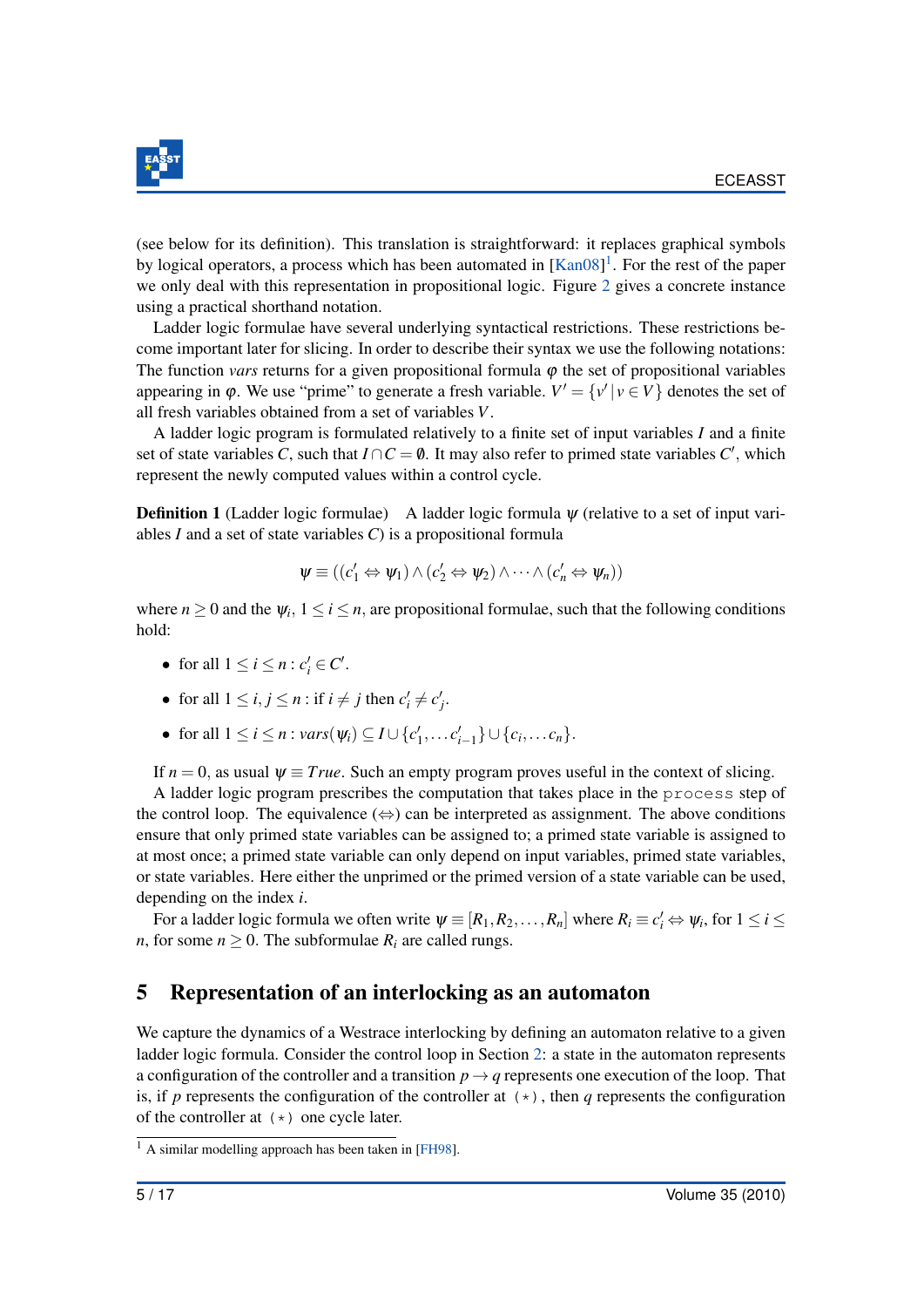(see below for its definition). This translation is straightforward: it replaces graphical symbols by logical operators, a process which has been automated in [Kan08][1]. For the rest of the paper we only deal with this representation in propositional logic. Figure 2 gives a concrete instance using a practical shorthand notation.

Ladder logic formulae have several underlying syntactical restrictions. These restrictions become important later for slicing. In order to describe their syntax we use the following notations: The function *vars* returns for a given propositional formula $\varphi$ the set of propositional variables appearing in $\varphi$. We use "prime" to generate a fresh variable. $V' = \{v' \mid v \in V\}$ denotes the set of all fresh variables obtained from a set of variables $V$.

A ladder logic program is formulated relatively to a finite set of input variables $I$ and a finite set of state variables $C$, such that $I \cap C = \emptyset$. It may also refer to primed state variables $C'$, which represent the newly computed values within a control cycle.

**Definition 1** (Ladder logic formulae) A ladder logic formula $\psi$ (relative to a set of input variables $I$ and a set of state variables $C$) is a propositional formula

$$\psi \equiv ((c_1' \Leftrightarrow \psi_1) \wedge (c_2' \Leftrightarrow \psi_2) \wedge \cdots \wedge (c_n' \Leftrightarrow \psi_n))$$

where $n \geq 0$ and the $\psi_i$, $1 \leq i \leq n$, are propositional formulae, such that the following conditions hold:

- for all $1 \leq i \leq n : c_i' \in C'$.
- for all $1 \leq i, j \leq n$ : if $i \neq j$ then $c_i' \neq c_j'$.
- for all $1 \leq i \leq n : \mathit{vars}(\psi_i) \subseteq I \cup \{c_1', \ldots c_{i-1}'\} \cup \{c_i, \ldots c_n\}$.

If $n = 0$, as usual $\psi \equiv \mathit{True}$. Such an empty program proves useful in the context of slicing.

A ladder logic program prescribes the computation that takes place in the `process` step of the control loop. The equivalence ($\Leftrightarrow$) can be interpreted as assignment. The above conditions ensure that only primed state variables can be assigned to; a primed state variable is assigned to at most once; a primed state variable can only depend on input variables, primed state variables, or state variables. Here either the unprimed or the primed version of a state variable can be used, depending on the index $i$.

For a ladder logic formula we often write $\psi \equiv [R_1, R_2, \ldots, R_n]$ where $R_i \equiv c_i' \Leftrightarrow \psi_i$, for $1 \leq i \leq n$, for some $n \geq 0$. The subformulae $R_i$ are called rungs.

## 5 Representation of an interlocking as an automaton

We capture the dynamics of a Westrace interlocking by defining an automaton relative to a given ladder logic formula. Consider the control loop in Section 2: a state in the automaton represents a configuration of the controller and a transition $p \rightarrow q$ represents one execution of the loop. That is, if $p$ represents the configuration of the controller at `(*)`, then $q$ represents the configuration of the controller at `(*)` one cycle later.

[1] A similar modelling approach has been taken in [FH98].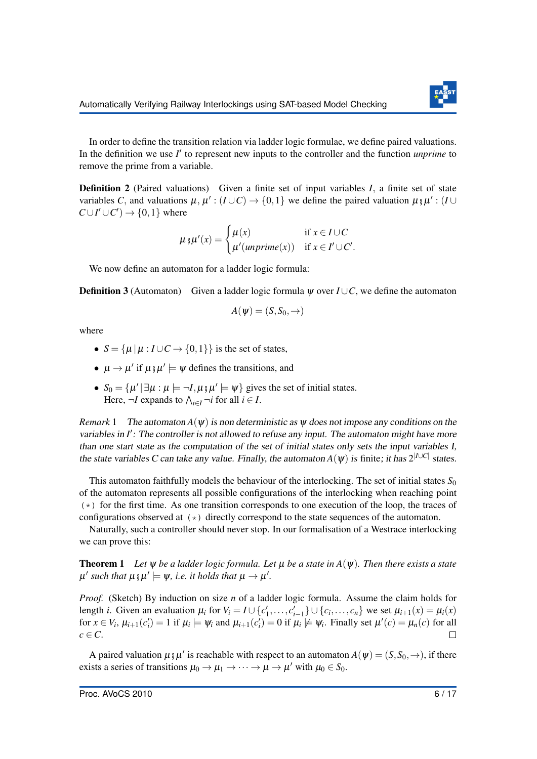In order to define the transition relation via ladder logic formulae, we define paired valuations. In the definition we use $I'$ to represent new inputs to the controller and the function *unprime* to remove the prime from a variable.

**Definition 2** (Paired valuations) Given a finite set of input variables $I$, a finite set of state variables $C$, and valuations $\mu, \mu' : (I \cup C) \to \{0,1\}$ we define the paired valuation $\mu \,{}_{9}\, \mu' : (I \cup C \cup I' \cup C') \to \{0,1\}$ where

$$\mu \,{}_{9}\, \mu'(x) = \begin{cases} \mu(x) & \text{if } x \in I \cup C \\ \mu'(unprime(x)) & \text{if } x \in I' \cup C'. \end{cases}$$

We now define an automaton for a ladder logic formula:

**Definition 3** (Automaton) Given a ladder logic formula $\psi$ over $I \cup C$, we define the automaton

$$A(\psi) = (S, S_0, \to)$$

where

- $S = \{\mu \mid \mu : I \cup C \to \{0,1\}\}$ is the set of states,
- $\mu \to \mu'$ if $\mu \,{}_{9}\, \mu' \models \psi$ defines the transitions, and
- $S_0 = \{\mu' \mid \exists \mu : \mu \models \neg I, \mu \,{}_{9}\, \mu' \models \psi\}$ gives the set of initial states.
  Here, $\neg I$ expands to $\bigwedge_{i \in I} \neg i$ for all $i \in I$.

*Remark* 1 *The automaton $A(\psi)$ is non deterministic as $\psi$ does not impose any conditions on the variables in $I'$: The controller is not allowed to refuse any input. The automaton might have more than one start state as the computation of the set of initial states only sets the input variables $I$, the state variables $C$ can take any value. Finally, the automaton $A(\psi)$ is finite; it has $2^{|I \cup C|}$ states.*

This automaton faithfully models the behaviour of the interlocking. The set of initial states $S_0$ of the automaton represents all possible configurations of the interlocking when reaching point $(\star)$ for the first time. As one transition corresponds to one execution of the loop, the traces of configurations observed at $(\star)$ directly correspond to the state sequences of the automaton.

Naturally, such a controller should never stop. In our formalisation of a Westrace interlocking we can prove this:

**Theorem 1** *Let $\psi$ be a ladder logic formula. Let $\mu$ be a state in $A(\psi)$. Then there exists a state $\mu'$ such that $\mu \,{}_{9}\, \mu' \models \psi$, i.e. it holds that $\mu \to \mu'$.*

*Proof.* (Sketch) By induction on size $n$ of a ladder logic formula. Assume the claim holds for length $i$. Given an evaluation $\mu_i$ for $V_i = I \cup \{c'_1, \ldots, c'_{i-1}\} \cup \{c_i, \ldots, c_n\}$ we set $\mu_{i+1}(x) = \mu_i(x)$ for $x \in V_i$, $\mu_{i+1}(c'_i) = 1$ if $\mu_i \models \psi_i$ and $\mu_{i+1}(c'_i) = 0$ if $\mu_i \not\models \psi_i$. Finally set $\mu'(c) = \mu_n(c)$ for all $c \in C$. $\square$

A paired valuation $\mu \,{}_{9}\, \mu'$ is reachable with respect to an automaton $A(\psi) = (S, S_0, \to)$, if there exists a series of transitions $\mu_0 \to \mu_1 \to \cdots \to \mu \to \mu'$ with $\mu_0 \in S_0$.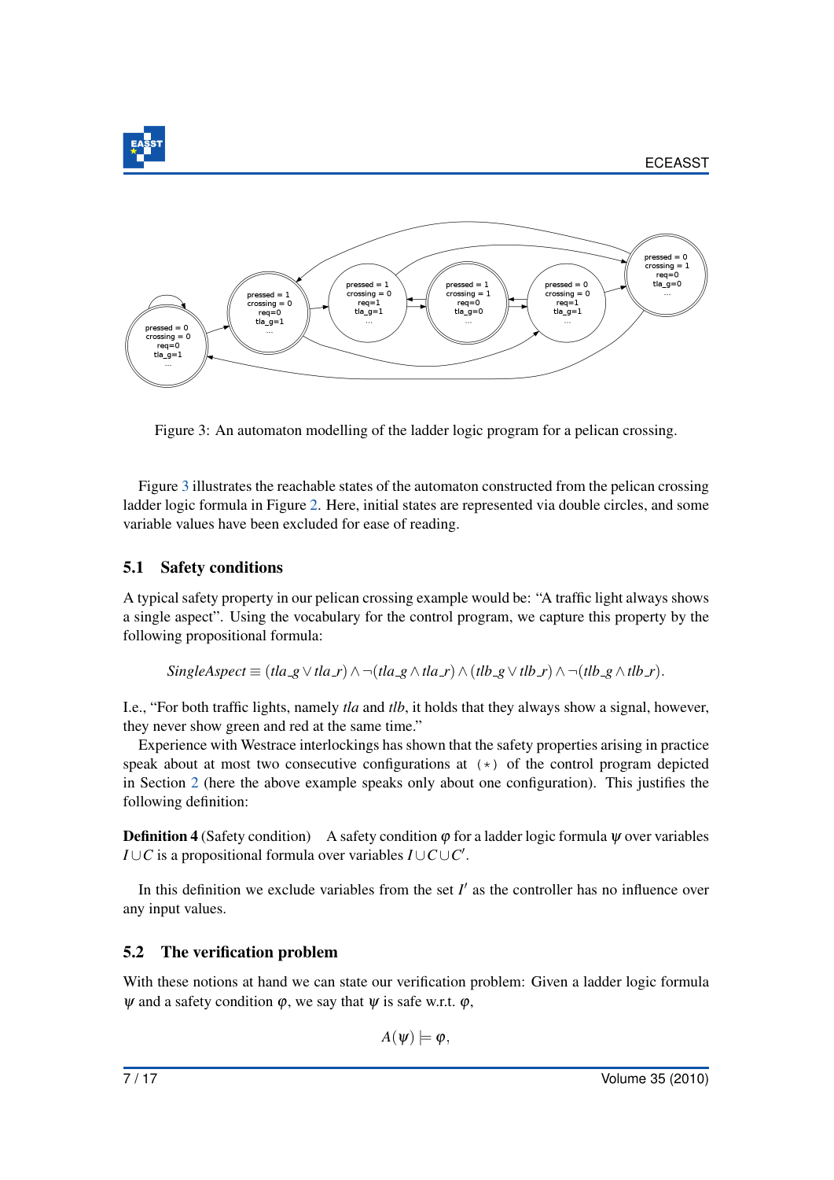Figure 3: An automaton modelling of the ladder logic program for a pelican crossing.

Figure 3 illustrates the reachable states of the automaton constructed from the pelican crossing ladder logic formula in Figure 2. Here, initial states are represented via double circles, and some variable values have been excluded for ease of reading.

### 5.1 Safety conditions

A typical safety property in our pelican crossing example would be: "A traffic light always shows a single aspect". Using the vocabulary for the control program, we capture this property by the following propositional formula:

$$SingleAspect \equiv (tla\_g \vee tla\_r) \wedge \neg(tla\_g \wedge tla\_r) \wedge (tlb\_g \vee tlb\_r) \wedge \neg(tlb\_g \wedge tlb\_r).$$

I.e., "For both traffic lights, namely *tla* and *tlb*, it holds that they always show a signal, however, they never show green and red at the same time."

Experience with Westrace interlockings has shown that the safety properties arising in practice speak about at most two consecutive configurations at $(\star)$ of the control program depicted in Section 2 (here the above example speaks only about one configuration). This justifies the following definition:

**Definition 4** (Safety condition) A safety condition $\varphi$ for a ladder logic formula $\psi$ over variables $I \cup C$ is a propositional formula over variables $I \cup C \cup C'$.

In this definition we exclude variables from the set $I'$ as the controller has no influence over any input values.

### 5.2 The verification problem

With these notions at hand we can state our verification problem: Given a ladder logic formula $\psi$ and a safety condition $\varphi$, we say that $\psi$ is safe w.r.t. $\varphi$,

$$A(\psi) \models \varphi,$$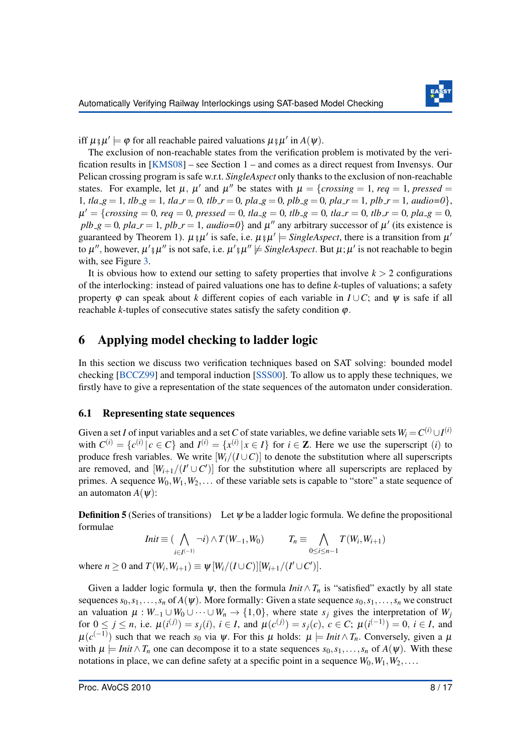iff $\mu \fatsemi \mu' \models \varphi$ for all reachable paired valuations $\mu \fatsemi \mu'$ in $A(\psi)$.

The exclusion of non-reachable states from the verification problem is motivated by the verification results in [KMS08] – see Section 1 – and comes as a direct request from Invensys. Our Pelican crossing program is safe w.r.t. *SingleAspect* only thanks to the exclusion of non-reachable states. For example, let $\mu$, $\mu'$ and $\mu''$ be states with $\mu = \{crossing = 1,\ req = 1,\ pressed = 1,\ tla\_g = 1,\ tlb\_g = 1,\ tla\_r = 0,\ tlb\_r = 0,\ pla\_g = 0,\ plb\_g = 0,\ pla\_r = 1,\ plb\_r = 1,\ audio{=}0\}$, $\mu' = \{crossing = 0,\ req = 0,\ pressed = 0,\ tla\_g = 0,\ tlb\_g = 0,\ tla\_r = 0,\ tlb\_r = 0,\ pla\_g = 0,\ plb\_g = 0,\ pla\_r = 1,\ plb\_r = 1,\ audio{=}0\}$ and $\mu''$ any arbitrary successor of $\mu'$ (its existence is guaranteed by Theorem 1). $\mu \fatsemi \mu'$ is safe, i.e. $\mu \fatsemi \mu' \models SingleAspect$, there is a transition from $\mu'$ to $\mu''$, however, $\mu' \fatsemi \mu''$ is not safe, i.e. $\mu' \fatsemi \mu'' \not\models SingleAspect$. But $\mu;\mu'$ is not reachable to begin with, see Figure 3.

It is obvious how to extend our setting to safety properties that involve $k > 2$ configurations of the interlocking: instead of paired valuations one has to define $k$-tuples of valuations; a safety property $\varphi$ can speak about $k$ different copies of each variable in $I \cup C$; and $\psi$ is safe if all reachable $k$-tuples of consecutive states satisfy the safety condition $\varphi$.

## 6 Applying model checking to ladder logic

In this section we discuss two verification techniques based on SAT solving: bounded model checking [BCCZ99] and temporal induction [SSS00]. To allow us to apply these techniques, we firstly have to give a representation of the state sequences of the automaton under consideration.

### 6.1 Representing state sequences

Given a set $I$ of input variables and a set $C$ of state variables, we define variable sets $W_i = C^{(i)} \cup I^{(i)}$ with $C^{(i)} = \{c^{(i)} \mid c \in C\}$ and $I^{(i)} = \{x^{(i)} \mid x \in I\}$ for $i \in \mathbf{Z}$. Here we use the superscript $(i)$ to produce fresh variables. We write $[W_i/(I \cup C)]$ to denote the substitution where all superscripts are removed, and $[W_{i+1}/(I' \cup C')]$ for the substitution where all superscripts are replaced by primes. A sequence $W_0, W_1, W_2, \ldots$ of these variable sets is capable to "store" a state sequence of an automaton $A(\psi)$:

**Definition 5** (Series of transitions) Let $\psi$ be a ladder logic formula. We define the propositional formulae

$$Init \equiv (\bigwedge_{i \in I^{(-1)}} \neg i) \wedge T(W_{-1}, W_0) \qquad T_n \equiv \bigwedge_{0 \leq i \leq n-1} T(W_i, W_{i+1})$$

where $n \geq 0$ and $T(W_i, W_{i+1}) \equiv \psi[W_i/(I \cup C)][W_{i+1}/(I' \cup C')]$.

Given a ladder logic formula $\psi$, then the formula $Init \wedge T_n$ is "satisfied" exactly by all state sequences $s_0, s_1, \ldots, s_n$ of $A(\psi)$. More formally: Given a state sequence $s_0, s_1, \ldots, s_n$ we construct an valuation $\mu : W_{-1} \cup W_0 \cup \cdots \cup W_n \to \{1, 0\}$, where state $s_j$ gives the interpretation of $W_j$ for $0 \leq j \leq n$, i.e. $\mu(i^{(j)}) = s_j(i)$, $i \in I$, and $\mu(c^{(j)}) = s_j(c)$, $c \in C$; $\mu(i^{(-1)}) = 0$, $i \in I$, and $\mu(c^{(-1)})$ such that we reach $s_0$ via $\psi$. For this $\mu$ holds: $\mu \models Init \wedge T_n$. Conversely, given a $\mu$ with $\mu \models Init \wedge T_n$ one can decompose it to a state sequences $s_0, s_1, \ldots, s_n$ of $A(\psi)$. With these notations in place, we can define safety at a specific point in a sequence $W_0, W_1, W_2, \ldots$.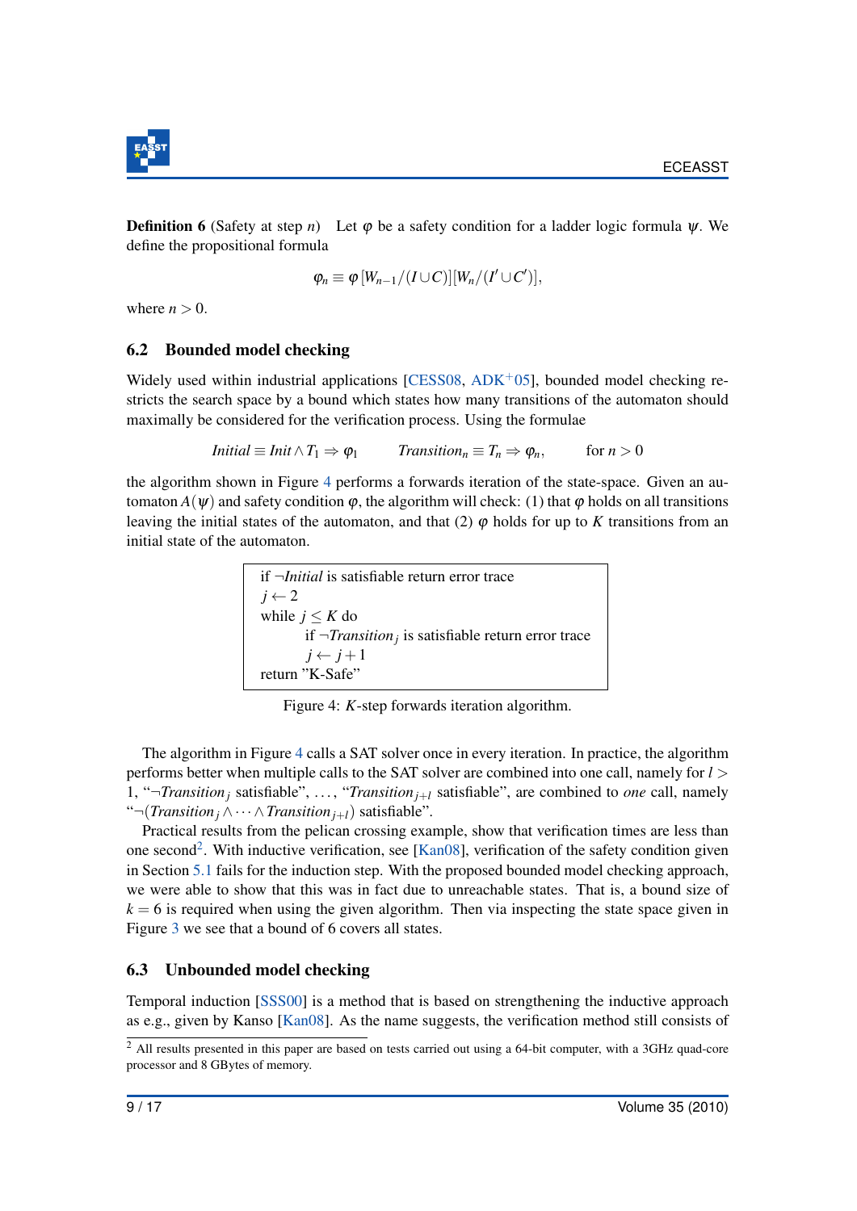**Definition 6** (Safety at step $n$) Let $\varphi$ be a safety condition for a ladder logic formula $\psi$. We define the propositional formula

$$\varphi_n \equiv \varphi\,[W_{n-1}/(I \cup C)][W_n/(I' \cup C')],$$

where $n > 0$.

## 6.2 Bounded model checking

Widely used within industrial applications [CESS08, ADK⁺05], bounded model checking restricts the search space by a bound which states how many transitions of the automaton should maximally be considered for the verification process. Using the formulae

$$\mathit{Initial} \equiv \mathit{Init} \wedge T_1 \Rightarrow \varphi_1 \qquad \mathit{Transition}_n \equiv T_n \Rightarrow \varphi_n, \qquad \text{for } n > 0$$

the algorithm shown in Figure 4 performs a forwards iteration of the state-space. Given an automaton $A(\psi)$ and safety condition $\varphi$, the algorithm will check: (1) that $\varphi$ holds on all transitions leaving the initial states of the automaton, and that (2) $\varphi$ holds for up to $K$ transitions from an initial state of the automaton.

```
if ¬Initial is satisfiable return error trace
j ← 2
while j ≤ K do
        if ¬Transition_j is satisfiable return error trace
        j ← j+1
return "K-Safe"
```

Figure 4: $K$-step forwards iteration algorithm.

The algorithm in Figure 4 calls a SAT solver once in every iteration. In practice, the algorithm performs better when multiple calls to the SAT solver are combined into one call, namely for $l > 1$, "$\neg \mathit{Transition}_j$ satisfiable", ..., "$\mathit{Transition}_{j+l}$ satisfiable", are combined to *one* call, namely "$\neg(\mathit{Transition}_j \wedge \cdots \wedge \mathit{Transition}_{j+l})$ satisfiable".

Practical results from the pelican crossing example, show that verification times are less than one second[2]. With inductive verification, see [Kan08], verification of the safety condition given in Section 5.1 fails for the induction step. With the proposed bounded model checking approach, we were able to show that this was in fact due to unreachable states. That is, a bound size of $k = 6$ is required when using the given algorithm. Then via inspecting the state space given in Figure 3 we see that a bound of 6 covers all states.

## 6.3 Unbounded model checking

Temporal induction [SSS00] is a method that is based on strengthening the inductive approach as e.g., given by Kanso [Kan08]. As the name suggests, the verification method still consists of

[2] All results presented in this paper are based on tests carried out using a 64-bit computer, with a 3GHz quad-core processor and 8 GBytes of memory.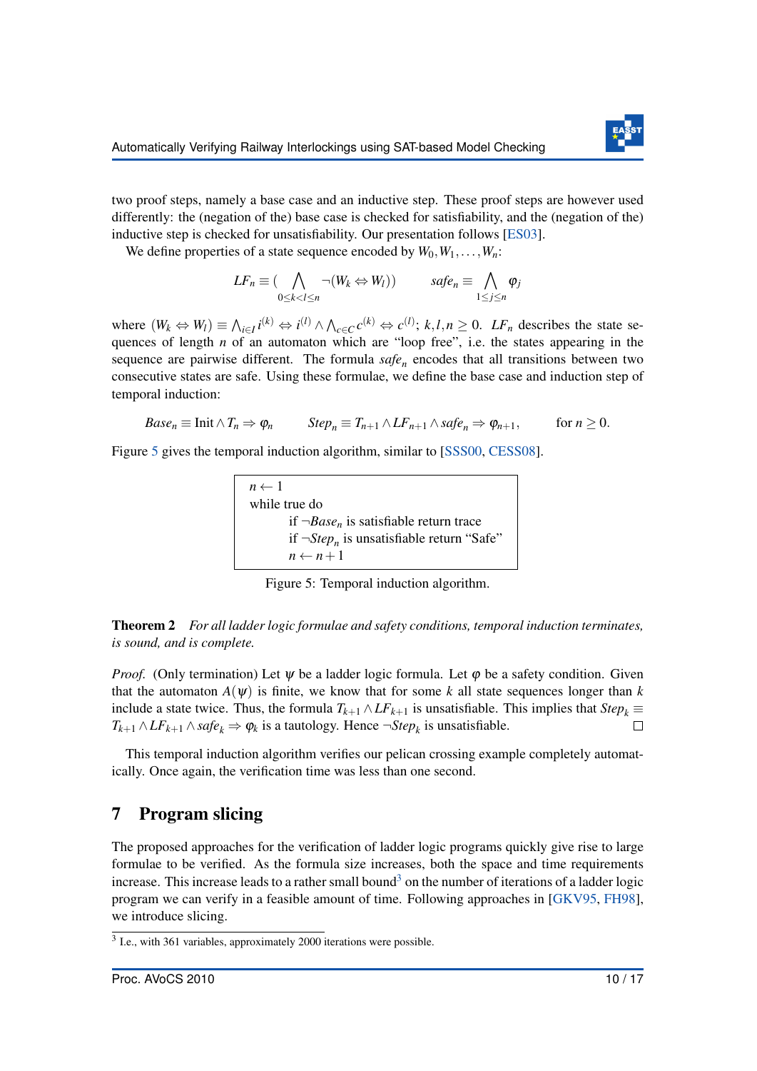two proof steps, namely a base case and an inductive step. These proof steps are however used differently: the (negation of the) base case is checked for satisfiability, and the (negation of the) inductive step is checked for unsatisfiability. Our presentation follows [ES03].

We define properties of a state sequence encoded by $W_0, W_1, \ldots, W_n$:

$$LF_n \equiv \Big( \bigwedge_{0 \leq k < l \leq n} \neg(W_k \Leftrightarrow W_l) \Big) \qquad safe_n \equiv \bigwedge_{1 \leq j \leq n} \varphi_j$$

where $(W_k \Leftrightarrow W_l) \equiv \bigwedge_{i \in I} i^{(k)} \Leftrightarrow i^{(l)} \wedge \bigwedge_{c \in C} c^{(k)} \Leftrightarrow c^{(l)}$; $k, l, n \geq 0$. $LF_n$ describes the state sequences of length $n$ of an automaton which are "loop free", i.e. the states appearing in the sequence are pairwise different. The formula $safe_n$ encodes that all transitions between two consecutive states are safe. Using these formulae, we define the base case and induction step of temporal induction:

$$Base_n \equiv \text{Init} \wedge T_n \Rightarrow \varphi_n \qquad Step_n \equiv T_{n+1} \wedge LF_{n+1} \wedge safe_n \Rightarrow \varphi_{n+1}, \qquad \text{for } n \geq 0.$$

Figure 5 gives the temporal induction algorithm, similar to [SSS00, CESS08].

```
n ← 1
while true do
        if ¬Base_n is satisfiable return trace
        if ¬Step_n is unsatisfiable return "Safe"
        n ← n + 1
```

Figure 5: Temporal induction algorithm.

**Theorem 2** *For all ladder logic formulae and safety conditions, temporal induction terminates, is sound, and is complete.*

*Proof.* (Only termination) Let $\psi$ be a ladder logic formula. Let $\varphi$ be a safety condition. Given that the automaton $A(\psi)$ is finite, we know that for some $k$ all state sequences longer than $k$ include a state twice. Thus, the formula $T_{k+1} \wedge LF_{k+1}$ is unsatisfiable. This implies that $Step_k \equiv T_{k+1} \wedge LF_{k+1} \wedge safe_k \Rightarrow \varphi_k$ is a tautology. Hence $\neg Step_k$ is unsatisfiable. □

This temporal induction algorithm verifies our pelican crossing example completely automatically. Once again, the verification time was less than one second.

## 7 Program slicing

The proposed approaches for the verification of ladder logic programs quickly give rise to large formulae to be verified. As the formula size increases, both the space and time requirements increase. This increase leads to a rather small bound[3] on the number of iterations of a ladder logic program we can verify in a feasible amount of time. Following approaches in [GKV95, FH98], we introduce slicing.

[3] I.e., with 361 variables, approximately 2000 iterations were possible.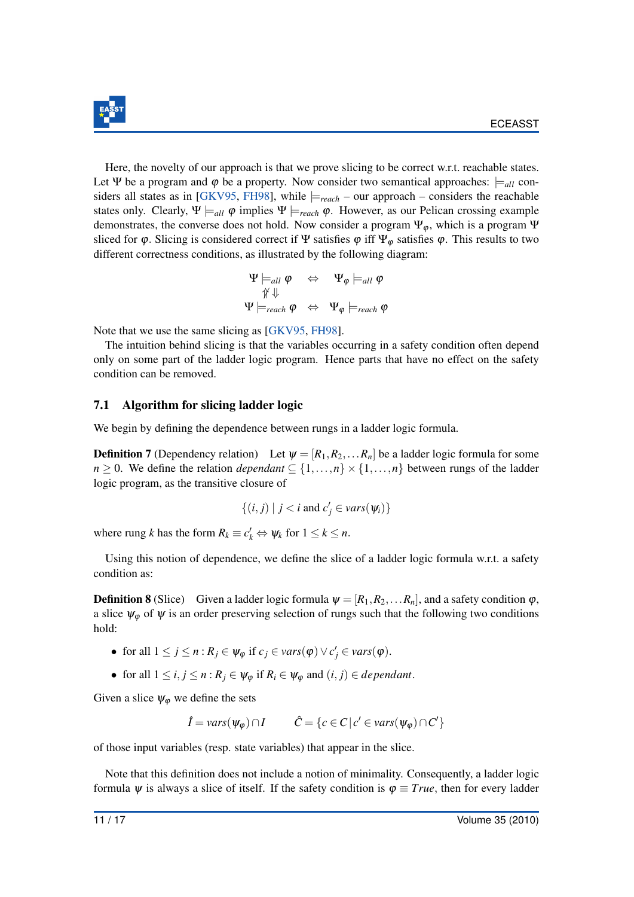Here, the novelty of our approach is that we prove slicing to be correct w.r.t. reachable states. Let $\Psi$ be a program and $\varphi$ be a property. Now consider two semantical approaches: $\models_{all}$ considers all states as in [GKV95, FH98], while $\models_{reach}$ – our approach – considers the reachable states only. Clearly, $\Psi \models_{all} \varphi$ implies $\Psi \models_{reach} \varphi$. However, as our Pelican crossing example demonstrates, the converse does not hold. Now consider a program $\Psi_\varphi$, which is a program $\Psi$ sliced for $\varphi$. Slicing is considered correct if $\Psi$ satisfies $\varphi$ iff $\Psi_\varphi$ satisfies $\varphi$. This results to two different correctness conditions, as illustrated by the following diagram:

$$\begin{array}{ccc}
\Psi \models_{all} \varphi & \Leftrightarrow & \Psi_\varphi \models_{all} \varphi \\
\not\Uparrow \Downarrow & & \\
\Psi \models_{reach} \varphi & \Leftrightarrow & \Psi_\varphi \models_{reach} \varphi
\end{array}$$

Note that we use the same slicing as [GKV95, FH98].

The intuition behind slicing is that the variables occurring in a safety condition often depend only on some part of the ladder logic program. Hence parts that have no effect on the safety condition can be removed.

## 7.1 Algorithm for slicing ladder logic

We begin by defining the dependence between rungs in a ladder logic formula.

**Definition 7** (Dependency relation) Let $\psi = [R_1, R_2, \ldots R_n]$ be a ladder logic formula for some $n \geq 0$. We define the relation *dependant* $\subseteq \{1,\ldots,n\} \times \{1,\ldots,n\}$ between rungs of the ladder logic program, as the transitive closure of

$$\{(i,j) \mid j < i \text{ and } c'_j \in vars(\psi_i)\}$$

where rung $k$ has the form $R_k \equiv c'_k \Leftrightarrow \psi_k$ for $1 \leq k \leq n$.

Using this notion of dependence, we define the slice of a ladder logic formula w.r.t. a safety condition as:

**Definition 8** (Slice) Given a ladder logic formula $\psi = [R_1, R_2, \ldots R_n]$, and a safety condition $\varphi$, a slice $\psi_\varphi$ of $\psi$ is an order preserving selection of rungs such that the following two conditions hold:

- for all $1 \leq j \leq n : R_j \in \psi_\varphi$ if $c_j \in vars(\varphi) \vee c'_j \in vars(\varphi)$.
- for all $1 \leq i,j \leq n : R_j \in \psi_\varphi$ if $R_i \in \psi_\varphi$ and $(i,j) \in dependant$.

Given a slice $\psi_\varphi$ we define the sets

$$\hat{I} = vars(\psi_\varphi) \cap I \qquad \hat{C} = \{c \in C \,|\, c' \in vars(\psi_\varphi) \cap C'\}$$

of those input variables (resp. state variables) that appear in the slice.

Note that this definition does not include a notion of minimality. Consequently, a ladder logic formula $\psi$ is always a slice of itself. If the safety condition is $\varphi \equiv True$, then for every ladder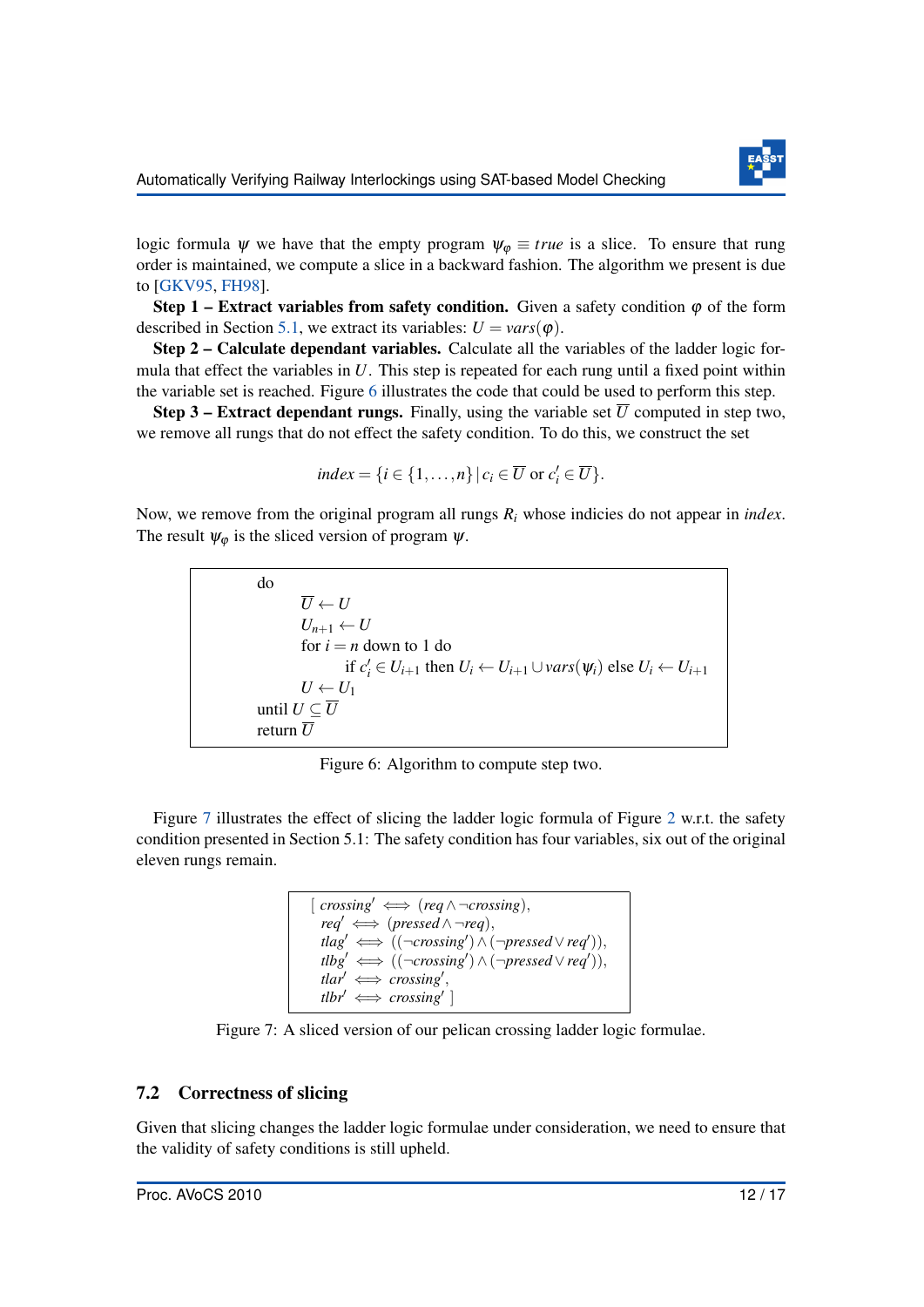logic formula $\psi$ we have that the empty program $\psi_\varphi \equiv true$ is a slice. To ensure that rung order is maintained, we compute a slice in a backward fashion. The algorithm we present is due to [GKV95, FH98].

**Step 1 – Extract variables from safety condition.** Given a safety condition $\varphi$ of the form described in Section 5.1, we extract its variables: $U = vars(\varphi)$.

**Step 2 – Calculate dependant variables.** Calculate all the variables of the ladder logic formula that effect the variables in $U$. This step is repeated for each rung until a fixed point within the variable set is reached. Figure 6 illustrates the code that could be used to perform this step.

**Step 3 – Extract dependant rungs.** Finally, using the variable set $\overline{U}$ computed in step two, we remove all rungs that do not effect the safety condition. To do this, we construct the set

$$index = \{i \in \{1,\ldots,n\} \mid c_i \in \overline{U} \text{ or } c_i' \in \overline{U}\}.$$

Now, we remove from the original program all rungs $R_i$ whose indicies do not appear in *index*. The result $\psi_\varphi$ is the sliced version of program $\psi$.

```
do
    Ū ← U
    U_{n+1} ← U
    for i = n down to 1 do
        if c'_i ∈ U_{i+1} then U_i ← U_{i+1} ∪ vars(ψ_i) else U_i ← U_{i+1}
    U ← U_1
until U ⊆ Ū
return Ū
```

Figure 6: Algorithm to compute step two.

Figure 7 illustrates the effect of slicing the ladder logic formula of Figure 2 w.r.t. the safety condition presented in Section 5.1: The safety condition has four variables, six out of the original eleven rungs remain.

$$
\begin{aligned}
[\; & crossing' \iff (req \wedge \neg crossing), \\
& req' \iff (pressed \wedge \neg req), \\
& tlag' \iff ((\neg crossing') \wedge (\neg pressed \vee req')), \\
& tlbg' \iff ((\neg crossing') \wedge (\neg pressed \vee req')), \\
& tlar' \iff crossing', \\
& tlbr' \iff crossing' \;]
\end{aligned}
$$

Figure 7: A sliced version of our pelican crossing ladder logic formulae.

## 7.2 Correctness of slicing

Given that slicing changes the ladder logic formulae under consideration, we need to ensure that the validity of safety conditions is still upheld.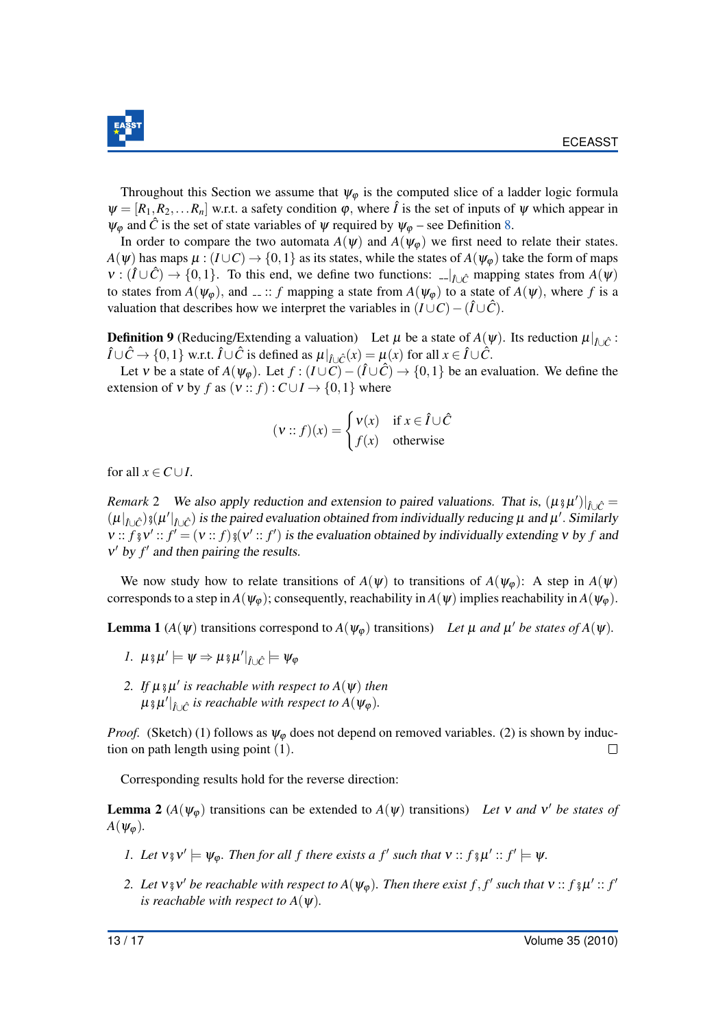Throughout this Section we assume that $\psi_\varphi$ is the computed slice of a ladder logic formula $\psi = [R_1, R_2, \ldots R_n]$ w.r.t. a safety condition $\varphi$, where $\hat{I}$ is the set of inputs of $\psi$ which appear in $\psi_\varphi$ and $\hat{C}$ is the set of state variables of $\psi$ required by $\psi_\varphi$ – see Definition 8.

In order to compare the two automata $A(\psi)$ and $A(\psi_\varphi)$ we first need to relate their states. $A(\psi)$ has maps $\mu : (I \cup C) \to \{0,1\}$ as its states, while the states of $A(\psi_\varphi)$ take the form of maps $\nu : (\hat{I} \cup \hat{C}) \to \{0,1\}$. To this end, we define two functions: $\_|_{\hat{I}\cup\hat{C}}$ mapping states from $A(\psi)$ to states from $A(\psi_\varphi)$, and $\_ :: f$ mapping a state from $A(\psi_\varphi)$ to a state of $A(\psi)$, where $f$ is a valuation that describes how we interpret the variables in $(I \cup C) - (\hat{I} \cup \hat{C})$.

**Definition 9** (Reducing/Extending a valuation) Let $\mu$ be a state of $A(\psi)$. Its reduction $\mu|_{\hat{I}\cup\hat{C}} : \hat{I} \cup \hat{C} \to \{0,1\}$ w.r.t. $\hat{I} \cup \hat{C}$ is defined as $\mu|_{\hat{I}\cup\hat{C}}(x) = \mu(x)$ for all $x \in \hat{I} \cup \hat{C}$.

Let $\nu$ be a state of $A(\psi_\varphi)$. Let $f : (I \cup C) - (\hat{I} \cup \hat{C}) \to \{0,1\}$ be an evaluation. We define the extension of $\nu$ by $f$ as $(\nu :: f) : C \cup I \to \{0,1\}$ where

$$(\nu :: f)(x) = \begin{cases} \nu(x) & \text{if } x \in \hat{I} \cup \hat{C} \\ f(x) & \text{otherwise} \end{cases}$$

for all $x \in C \cup I$.

*Remark* 2 *We also apply reduction and extension to paired valuations. That is, $(\mu \mathbin{⨟} \mu')|_{\hat{I}\cup\hat{C}} = (\mu|_{\hat{I}\cup\hat{C}}) \mathbin{⨟} (\mu'|_{\hat{I}\cup\hat{C}})$ is the paired evaluation obtained from individually reducing $\mu$ and $\mu'$. Similarly $\nu :: f \mathbin{⨟} \nu' :: f' = (\nu :: f) \mathbin{⨟} (\nu' :: f')$ is the evaluation obtained by individually extending $\nu$ by $f$ and $\nu'$ by $f'$ and then pairing the results.*

We now study how to relate transitions of $A(\psi)$ to transitions of $A(\psi_\varphi)$: A step in $A(\psi)$ corresponds to a step in $A(\psi_\varphi)$; consequently, reachability in $A(\psi)$ implies reachability in $A(\psi_\varphi)$.

**Lemma 1** ($A(\psi)$ transitions correspond to $A(\psi_\varphi)$ transitions) *Let $\mu$ and $\mu'$ be states of $A(\psi)$.*

1. $\mu \mathbin{⨟} \mu' \models \psi \Rightarrow \mu \mathbin{⨟} \mu'|_{\hat{I}\cup\hat{C}} \models \psi_\varphi$
2. *If $\mu \mathbin{⨟} \mu'$ is reachable with respect to $A(\psi)$ then $\mu \mathbin{⨟} \mu'|_{\hat{I}\cup\hat{C}}$ is reachable with respect to $A(\psi_\varphi)$.*

*Proof.* (Sketch) (1) follows as $\psi_\varphi$ does not depend on removed variables. (2) is shown by induction on path length using point (1). □

Corresponding results hold for the reverse direction:

**Lemma 2** ($A(\psi_\varphi)$ transitions can be extended to $A(\psi)$ transitions) *Let $\nu$ and $\nu'$ be states of $A(\psi_\varphi)$.*

1. *Let $\nu \mathbin{⨟} \nu' \models \psi_\varphi$. Then for all $f$ there exists a $f'$ such that $\nu :: f \mathbin{⨟} \mu' :: f' \models \psi$.*
2. *Let $\nu \mathbin{⨟} \nu'$ be reachable with respect to $A(\psi_\varphi)$. Then there exist $f, f'$ such that $\nu :: f \mathbin{⨟} \mu' :: f'$ is reachable with respect to $A(\psi)$.*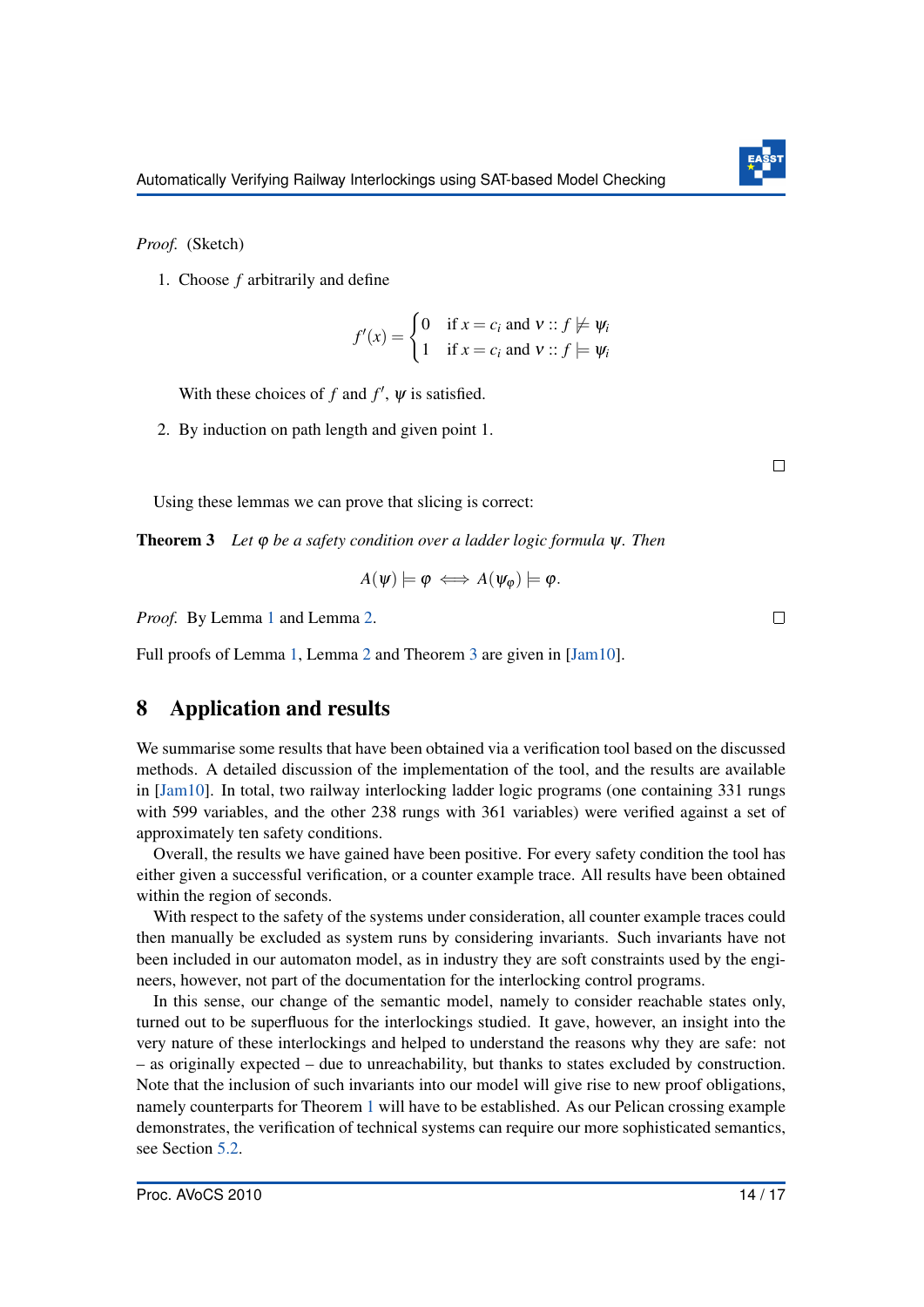*Proof.* (Sketch)

1. Choose $f$ arbitrarily and define

$$f'(x) = \begin{cases} 0 & \text{if } x = c_i \text{ and } \nu :: f \not\models \psi_i \\ 1 & \text{if } x = c_i \text{ and } \nu :: f \models \psi_i \end{cases}$$

   With these choices of $f$ and $f'$, $\psi$ is satisfied.

2. By induction on path length and given point 1.

□

Using these lemmas we can prove that slicing is correct:

**Theorem 3** *Let $\varphi$ be a safety condition over a ladder logic formula $\psi$. Then*

$$A(\psi) \models \varphi \iff A(\psi_\varphi) \models \varphi.$$

*Proof.* By Lemma 1 and Lemma 2. □

Full proofs of Lemma 1, Lemma 2 and Theorem 3 are given in [Jam10].

## 8 Application and results

We summarise some results that have been obtained via a verification tool based on the discussed methods. A detailed discussion of the implementation of the tool, and the results are available in [Jam10]. In total, two railway interlocking ladder logic programs (one containing 331 rungs with 599 variables, and the other 238 rungs with 361 variables) were verified against a set of approximately ten safety conditions.

Overall, the results we have gained have been positive. For every safety condition the tool has either given a successful verification, or a counter example trace. All results have been obtained within the region of seconds.

With respect to the safety of the systems under consideration, all counter example traces could then manually be excluded as system runs by considering invariants. Such invariants have not been included in our automaton model, as in industry they are soft constraints used by the engineers, however, not part of the documentation for the interlocking control programs.

In this sense, our change of the semantic model, namely to consider reachable states only, turned out to be superfluous for the interlockings studied. It gave, however, an insight into the very nature of these interlockings and helped to understand the reasons why they are safe: not – as originally expected – due to unreachability, but thanks to states excluded by construction. Note that the inclusion of such invariants into our model will give rise to new proof obligations, namely counterparts for Theorem 1 will have to be established. As our Pelican crossing example demonstrates, the verification of technical systems can require our more sophisticated semantics, see Section 5.2.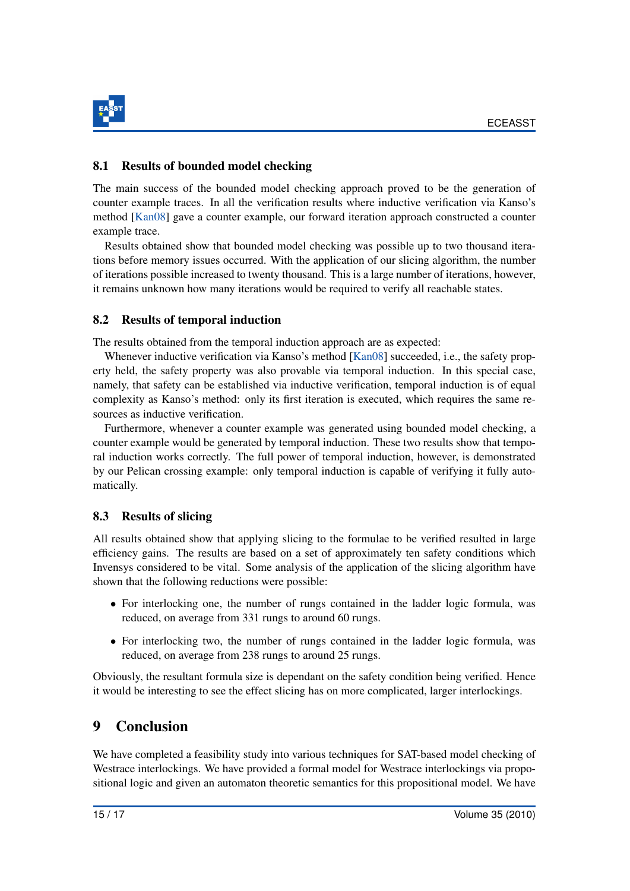### 8.1 Results of bounded model checking

The main success of the bounded model checking approach proved to be the generation of counter example traces. In all the verification results where inductive verification via Kanso's method [Kan08] gave a counter example, our forward iteration approach constructed a counter example trace.

Results obtained show that bounded model checking was possible up to two thousand iterations before memory issues occurred. With the application of our slicing algorithm, the number of iterations possible increased to twenty thousand. This is a large number of iterations, however, it remains unknown how many iterations would be required to verify all reachable states.

### 8.2 Results of temporal induction

The results obtained from the temporal induction approach are as expected:

Whenever inductive verification via Kanso's method [Kan08] succeeded, i.e., the safety property held, the safety property was also provable via temporal induction. In this special case, namely, that safety can be established via inductive verification, temporal induction is of equal complexity as Kanso's method: only its first iteration is executed, which requires the same resources as inductive verification.

Furthermore, whenever a counter example was generated using bounded model checking, a counter example would be generated by temporal induction. These two results show that temporal induction works correctly. The full power of temporal induction, however, is demonstrated by our Pelican crossing example: only temporal induction is capable of verifying it fully automatically.

### 8.3 Results of slicing

All results obtained show that applying slicing to the formulae to be verified resulted in large efficiency gains. The results are based on a set of approximately ten safety conditions which Invensys considered to be vital. Some analysis of the application of the slicing algorithm have shown that the following reductions were possible:

- For interlocking one, the number of rungs contained in the ladder logic formula, was reduced, on average from 331 rungs to around 60 rungs.
- For interlocking two, the number of rungs contained in the ladder logic formula, was reduced, on average from 238 rungs to around 25 rungs.

Obviously, the resultant formula size is dependant on the safety condition being verified. Hence it would be interesting to see the effect slicing has on more complicated, larger interlockings.

## 9 Conclusion

We have completed a feasibility study into various techniques for SAT-based model checking of Westrace interlockings. We have provided a formal model for Westrace interlockings via propositional logic and given an automaton theoretic semantics for this propositional model. We have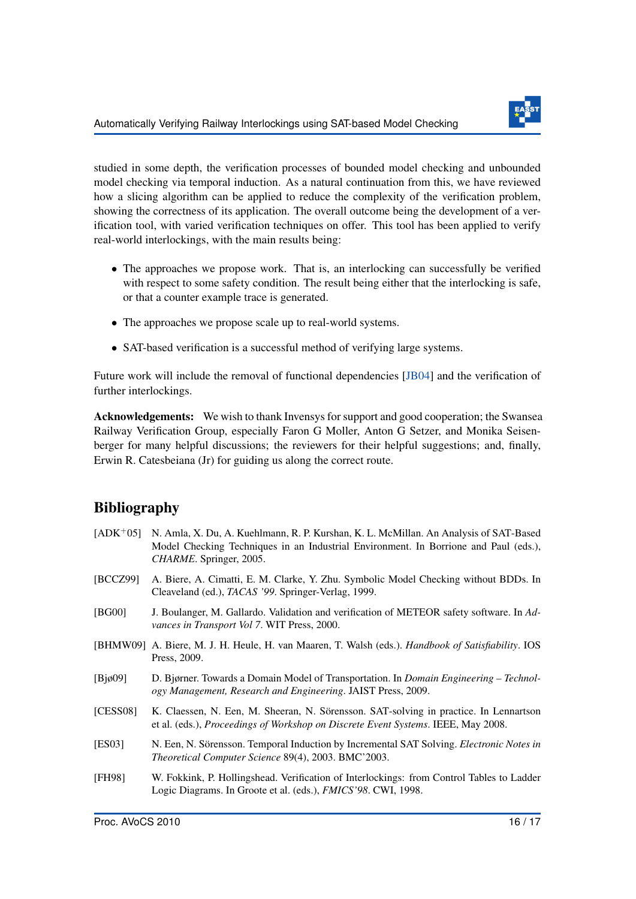studied in some depth, the verification processes of bounded model checking and unbounded model checking via temporal induction. As a natural continuation from this, we have reviewed how a slicing algorithm can be applied to reduce the complexity of the verification problem, showing the correctness of its application. The overall outcome being the development of a verification tool, with varied verification techniques on offer. This tool has been applied to verify real-world interlockings, with the main results being:

- The approaches we propose work. That is, an interlocking can successfully be verified with respect to some safety condition. The result being either that the interlocking is safe, or that a counter example trace is generated.
- The approaches we propose scale up to real-world systems.
- SAT-based verification is a successful method of verifying large systems.

Future work will include the removal of functional dependencies [JB04] and the verification of further interlockings.

**Acknowledgements:** We wish to thank Invensys for support and good cooperation; the Swansea Railway Verification Group, especially Faron G Moller, Anton G Setzer, and Monika Seisenberger for many helpful discussions; the reviewers for their helpful suggestions; and, finally, Erwin R. Catesbeiana (Jr) for guiding us along the correct route.

## Bibliography

[ADK+05] N. Amla, X. Du, A. Kuehlmann, R. P. Kurshan, K. L. McMillan. An Analysis of SAT-Based Model Checking Techniques in an Industrial Environment. In Borrione and Paul (eds.), *CHARME*. Springer, 2005.

[BCCZ99] A. Biere, A. Cimatti, E. M. Clarke, Y. Zhu. Symbolic Model Checking without BDDs. In Cleaveland (ed.), *TACAS '99*. Springer-Verlag, 1999.

[BG00] J. Boulanger, M. Gallardo. Validation and verification of METEOR safety software. In *Advances in Transport Vol 7*. WIT Press, 2000.

[BHMW09] A. Biere, M. J. H. Heule, H. van Maaren, T. Walsh (eds.). *Handbook of Satisfiability*. IOS Press, 2009.

[Bjø09] D. Bjørner. Towards a Domain Model of Transportation. In *Domain Engineering – Technology Management, Research and Engineering*. JAIST Press, 2009.

[CESS08] K. Claessen, N. Een, M. Sheeran, N. Sörensson. SAT-solving in practice. In Lennartson et al. (eds.), *Proceedings of Workshop on Discrete Event Systems*. IEEE, May 2008.

[ES03] N. Een, N. Sörensson. Temporal Induction by Incremental SAT Solving. *Electronic Notes in Theoretical Computer Science* 89(4), 2003. BMC'2003.

[FH98] W. Fokkink, P. Hollingshead. Verification of Interlockings: from Control Tables to Ladder Logic Diagrams. In Groote et al. (eds.), *FMICS'98*. CWI, 1998.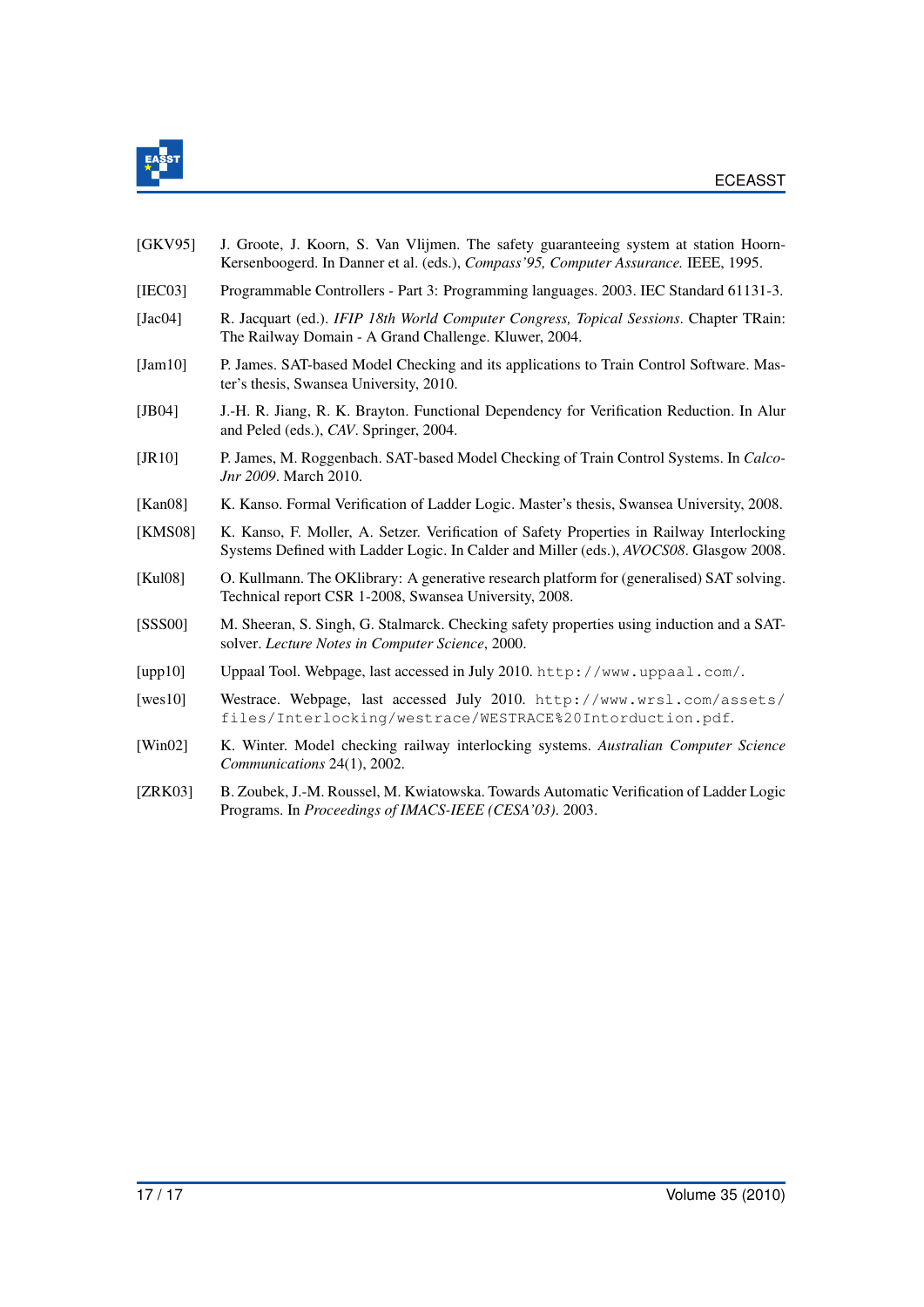[GKV95] J. Groote, J. Koorn, S. Van Vlijmen. The safety guaranteeing system at station Hoorn-Kersenboogerd. In Danner et al. (eds.), *Compass'95, Computer Assurance.* IEEE, 1995.

[IEC03] Programmable Controllers - Part 3: Programming languages. 2003. IEC Standard 61131-3.

[Jac04] R. Jacquart (ed.). *IFIP 18th World Computer Congress, Topical Sessions*. Chapter TRain: The Railway Domain - A Grand Challenge. Kluwer, 2004.

[Jam10] P. James. SAT-based Model Checking and its applications to Train Control Software. Master's thesis, Swansea University, 2010.

[JB04] J.-H. R. Jiang, R. K. Brayton. Functional Dependency for Verification Reduction. In Alur and Peled (eds.), *CAV*. Springer, 2004.

[JR10] P. James, M. Roggenbach. SAT-based Model Checking of Train Control Systems. In *Calco-Jnr 2009*. March 2010.

[Kan08] K. Kanso. Formal Verification of Ladder Logic. Master's thesis, Swansea University, 2008.

[KMS08] K. Kanso, F. Moller, A. Setzer. Verification of Safety Properties in Railway Interlocking Systems Defined with Ladder Logic. In Calder and Miller (eds.), *AVOCS08*. Glasgow 2008.

[Kul08] O. Kullmann. The OKlibrary: A generative research platform for (generalised) SAT solving. Technical report CSR 1-2008, Swansea University, 2008.

[SSS00] M. Sheeran, S. Singh, G. Stalmarck. Checking safety properties using induction and a SAT-solver. *Lecture Notes in Computer Science*, 2000.

[upp10] Uppaal Tool. Webpage, last accessed in July 2010. `http://www.uppaal.com/`.

[wes10] Westrace. Webpage, last accessed July 2010. `http://www.wrsl.com/assets/files/Interlocking/westrace/WESTRACE%20Intorduction.pdf`.

[Win02] K. Winter. Model checking railway interlocking systems. *Australian Computer Science Communications* 24(1), 2002.

[ZRK03] B. Zoubek, J.-M. Roussel, M. Kwiatowska. Towards Automatic Verification of Ladder Logic Programs. In *Proceedings of IMACS-IEEE (CESA'03)*. 2003.